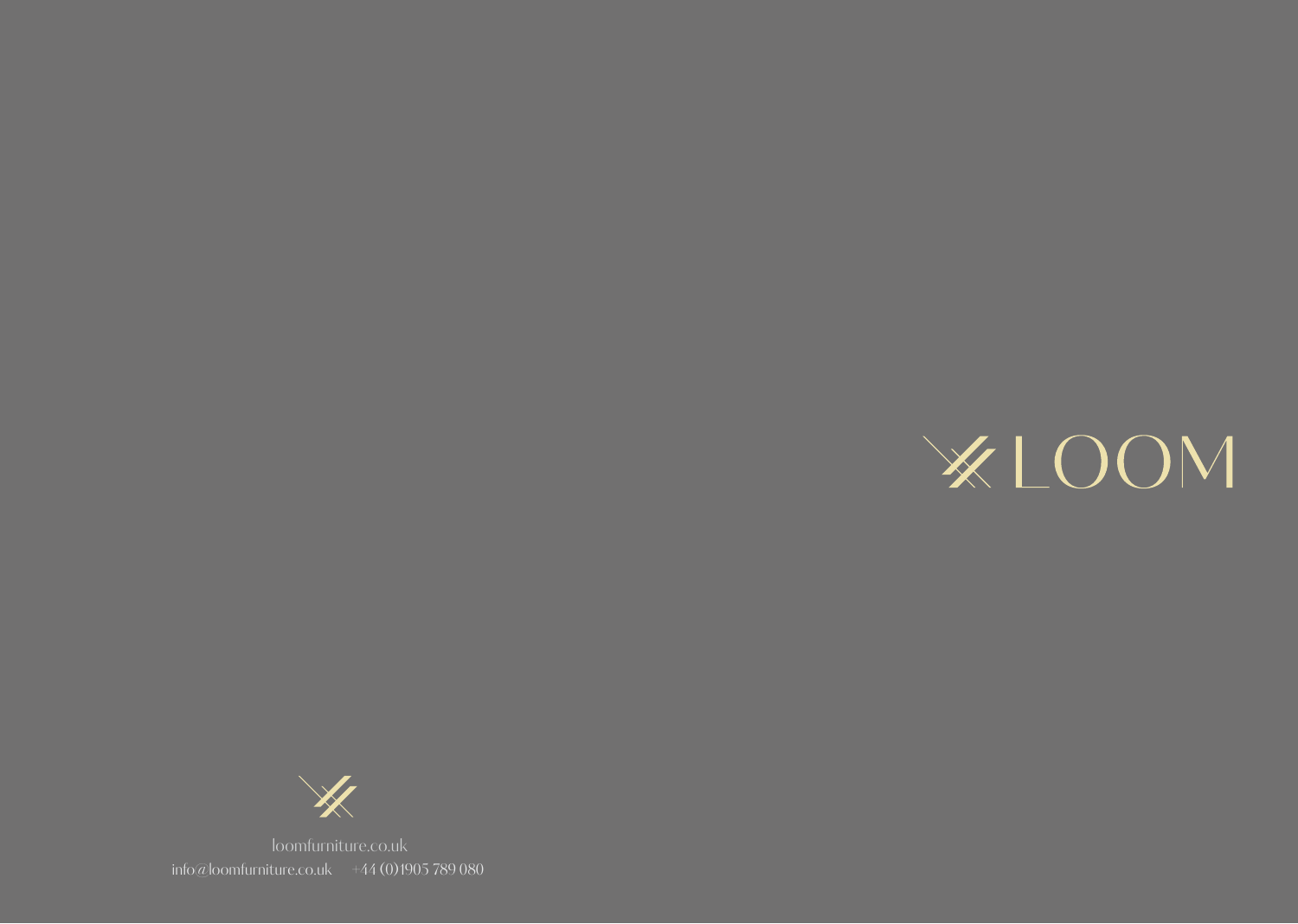# LOOM

loomfurniture.co.uk

info@loomfurniture.co.uk    +44 (0)1905 789 080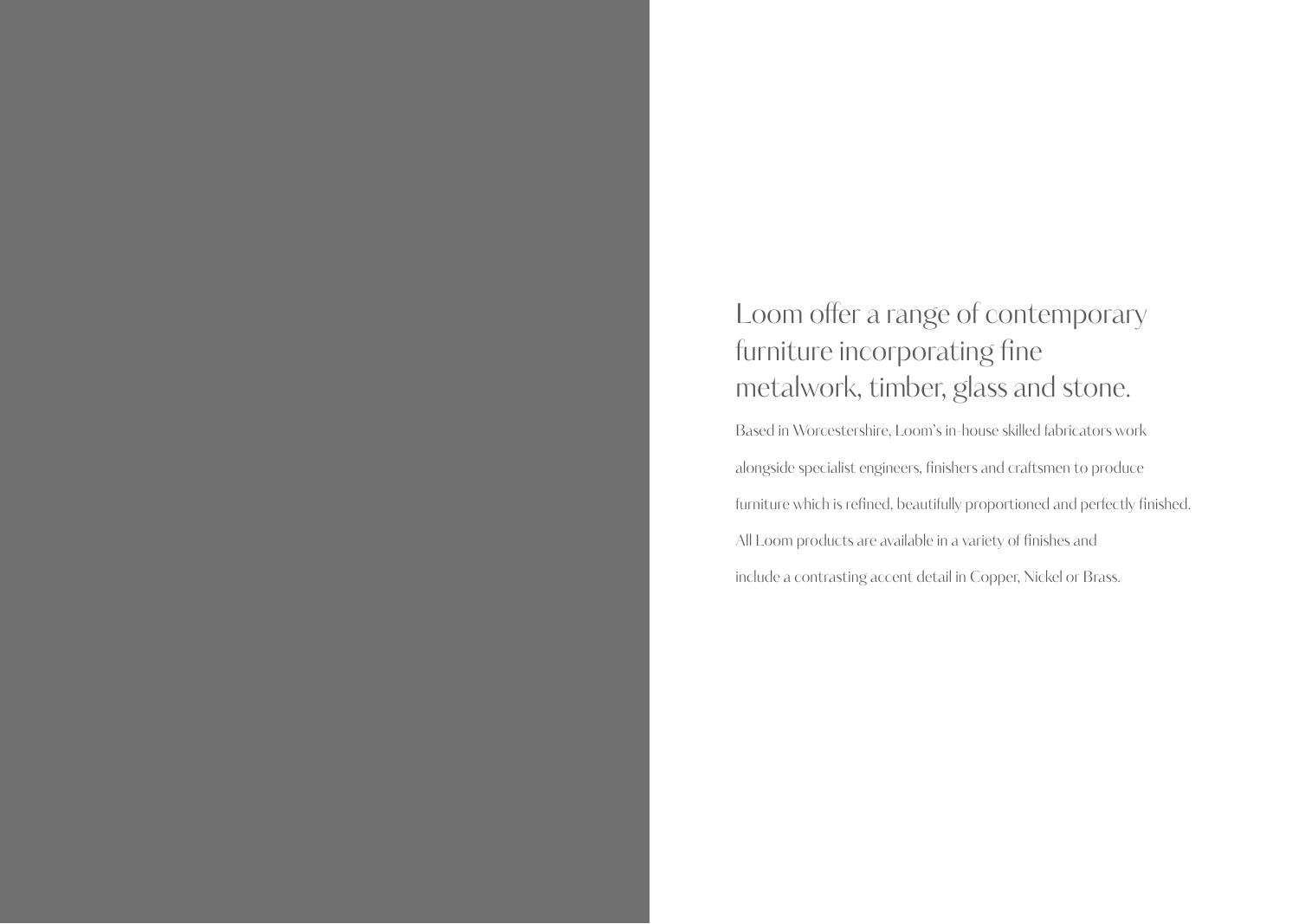## Loom offer a range of contemporary furniture incorporating fine metalwork, timber, glass and stone.

Based in Worcestershire, Loom's in-house skilled fabricators work alongside specialist engineers, finishers and craftsmen to produce furniture which is refined, beautifully proportioned and perfectly finished. All Loom products are available in a variety of finishes and include a contrasting accent detail in Copper, Nickel or Brass.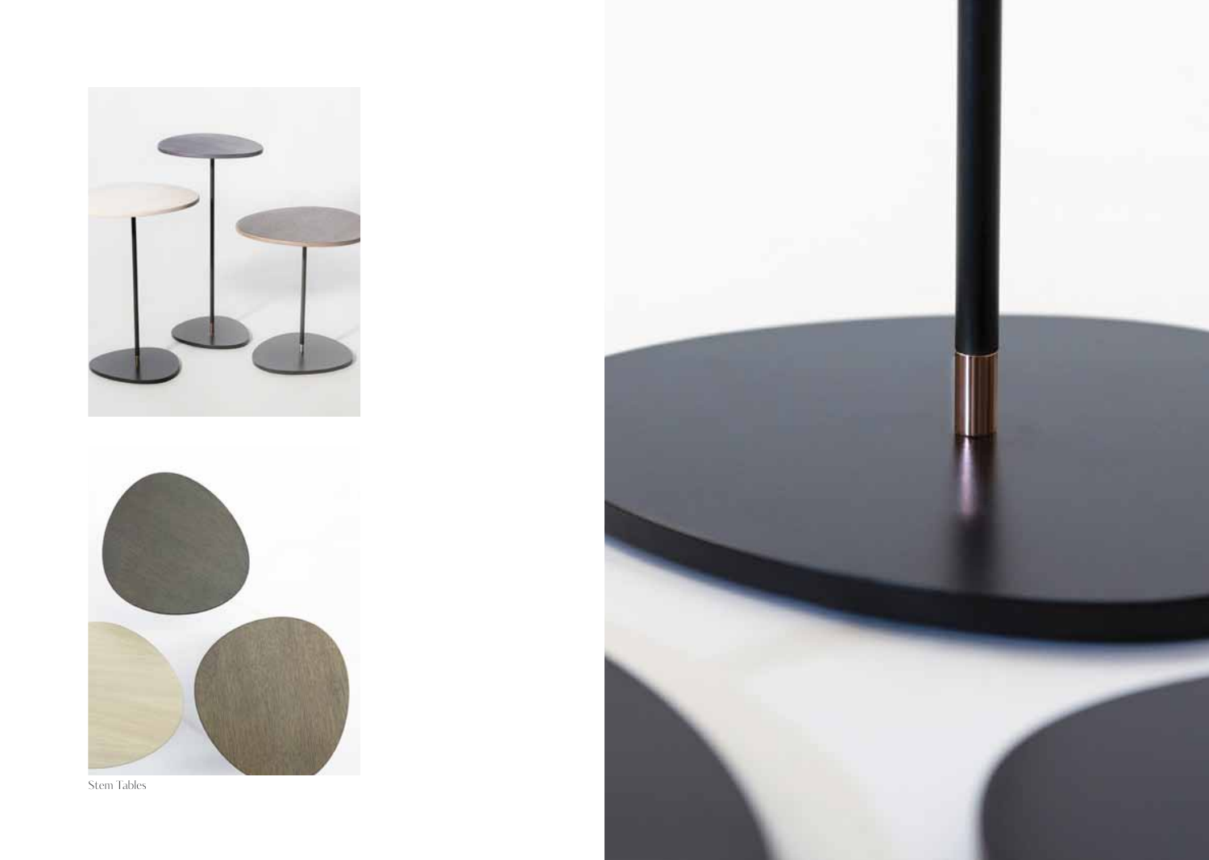Stem Tables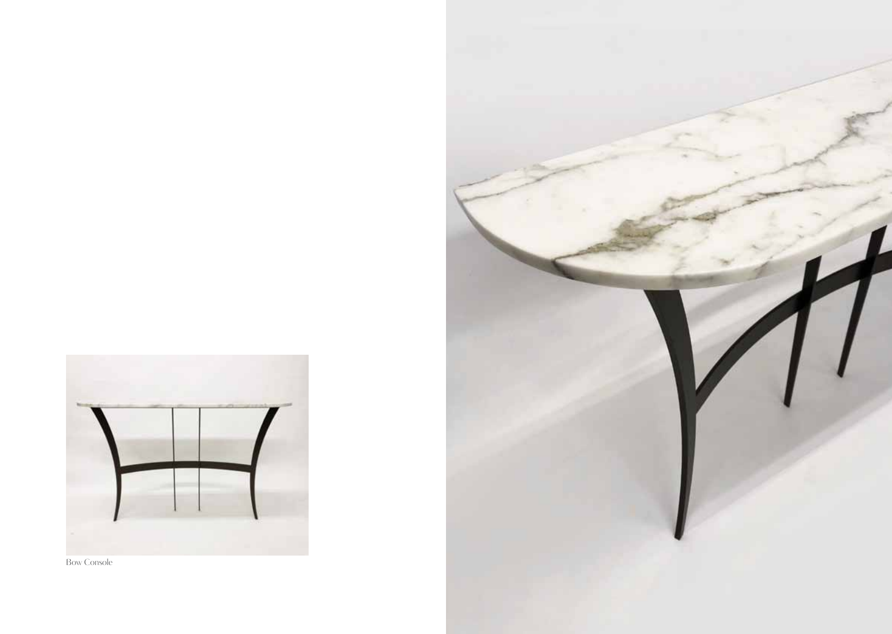Bow Console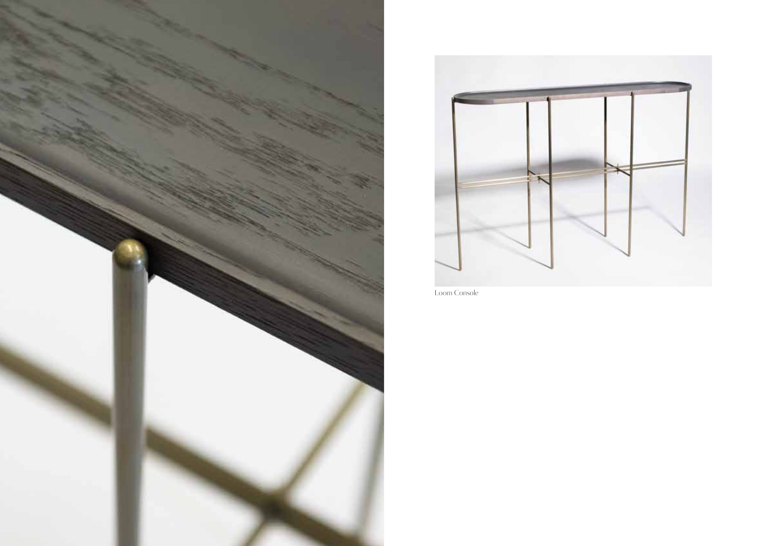Loom Console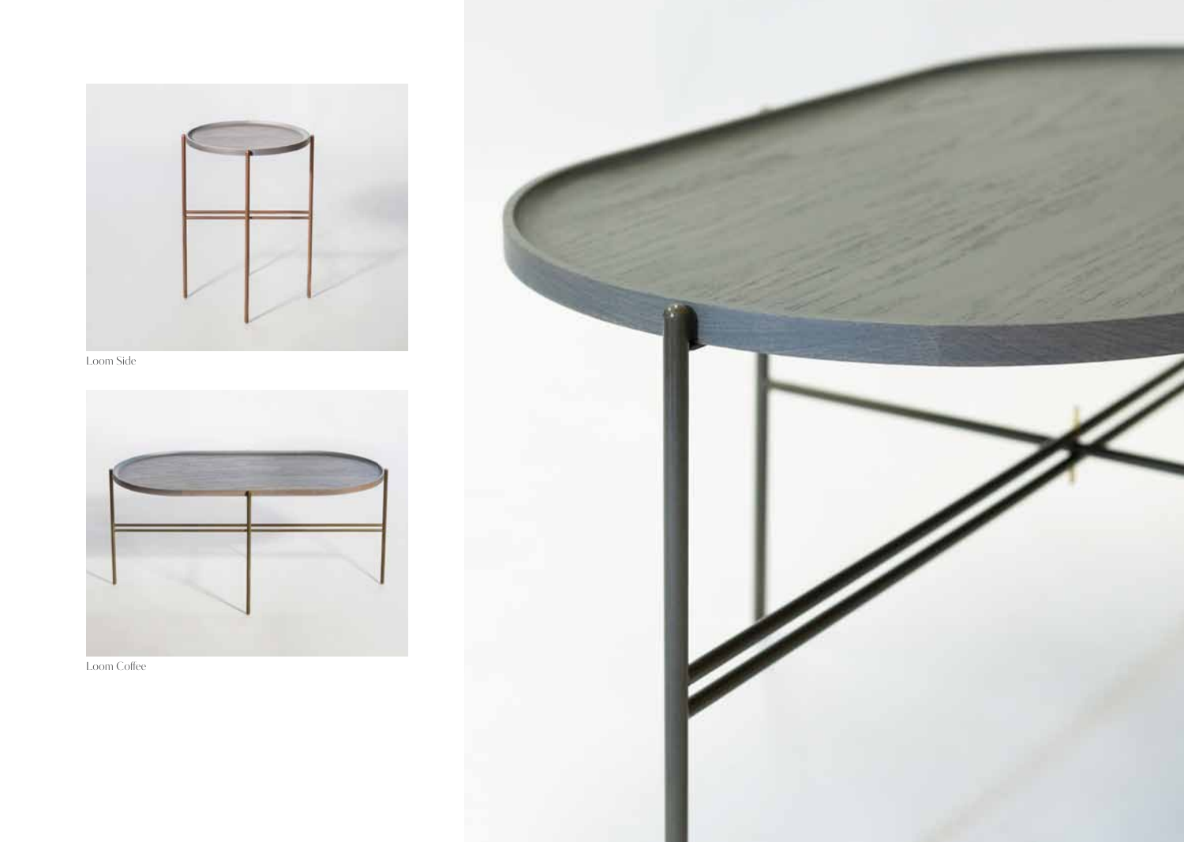Loom Side

Loom Coffee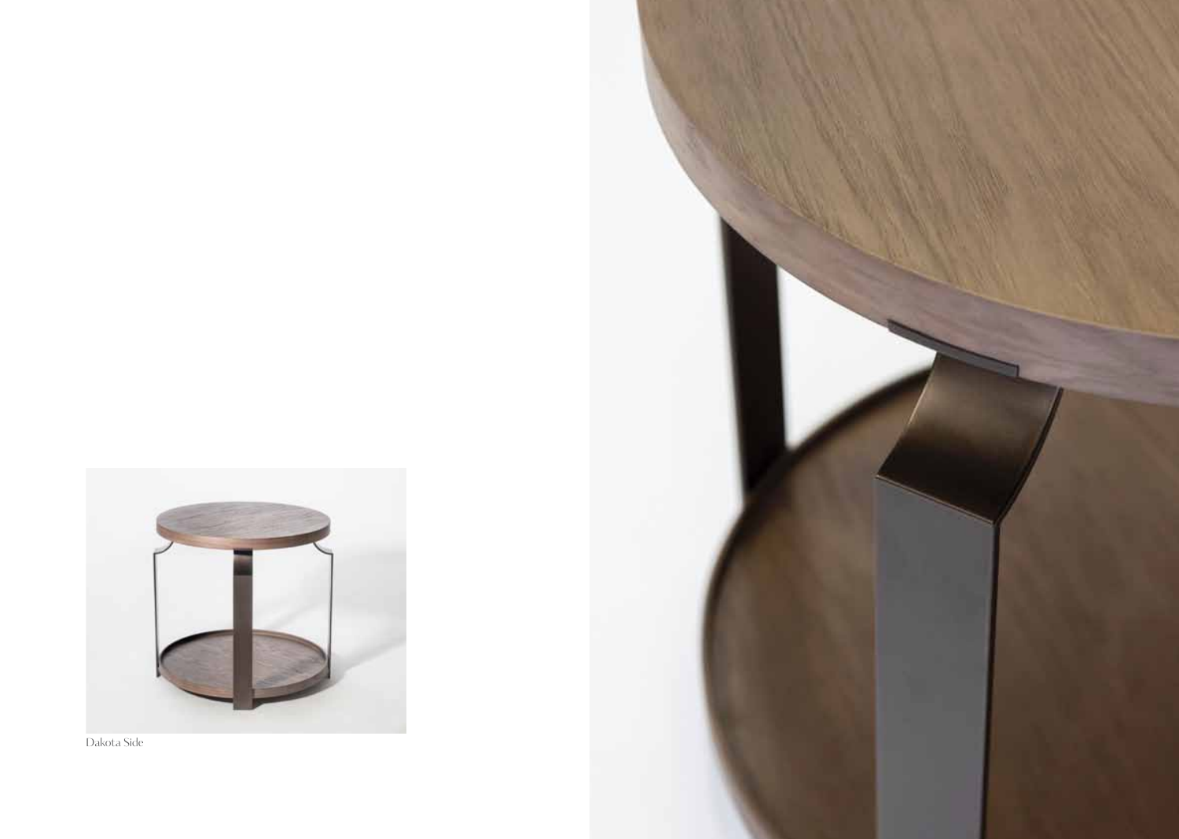Dakota Side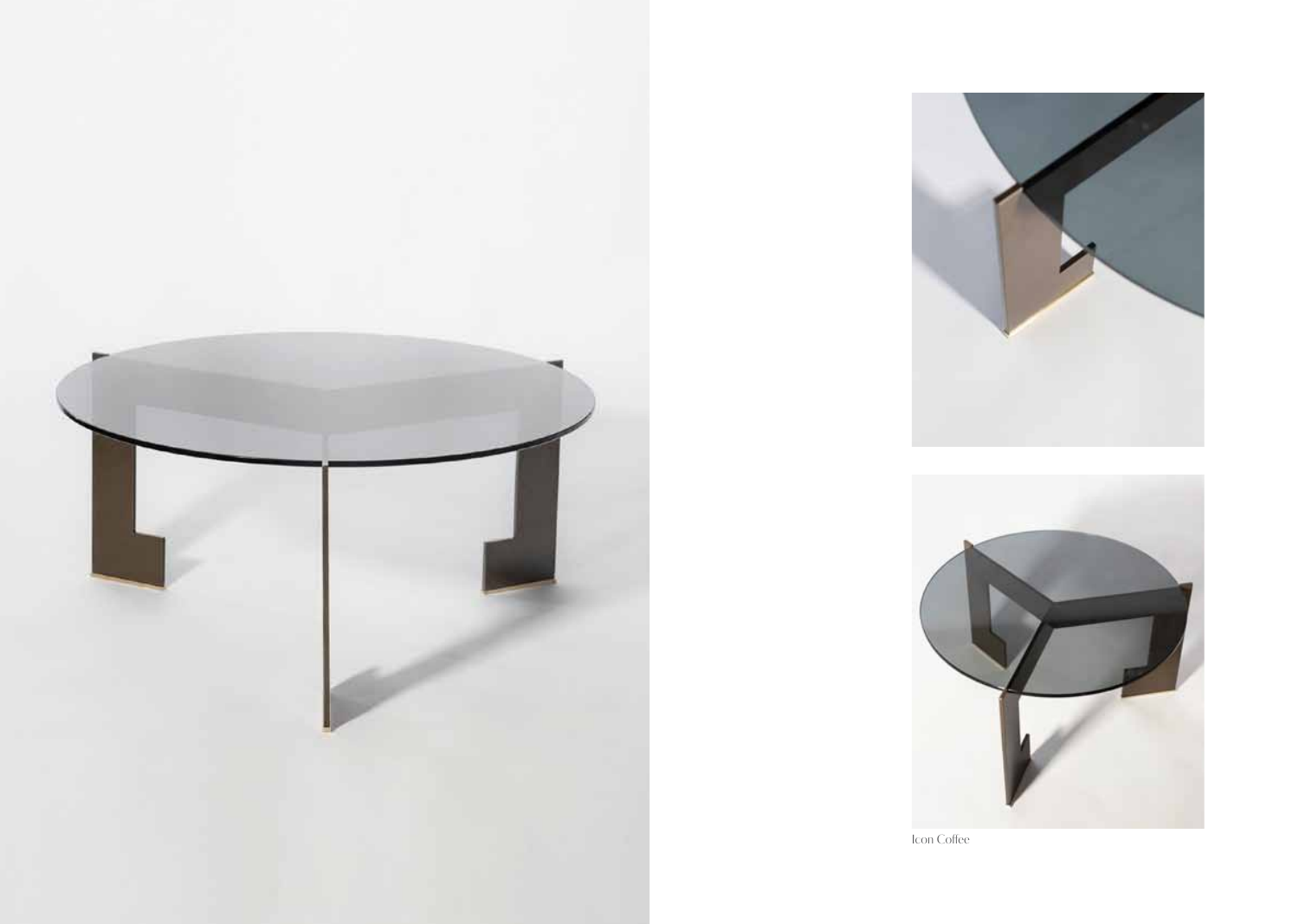Icon Coffee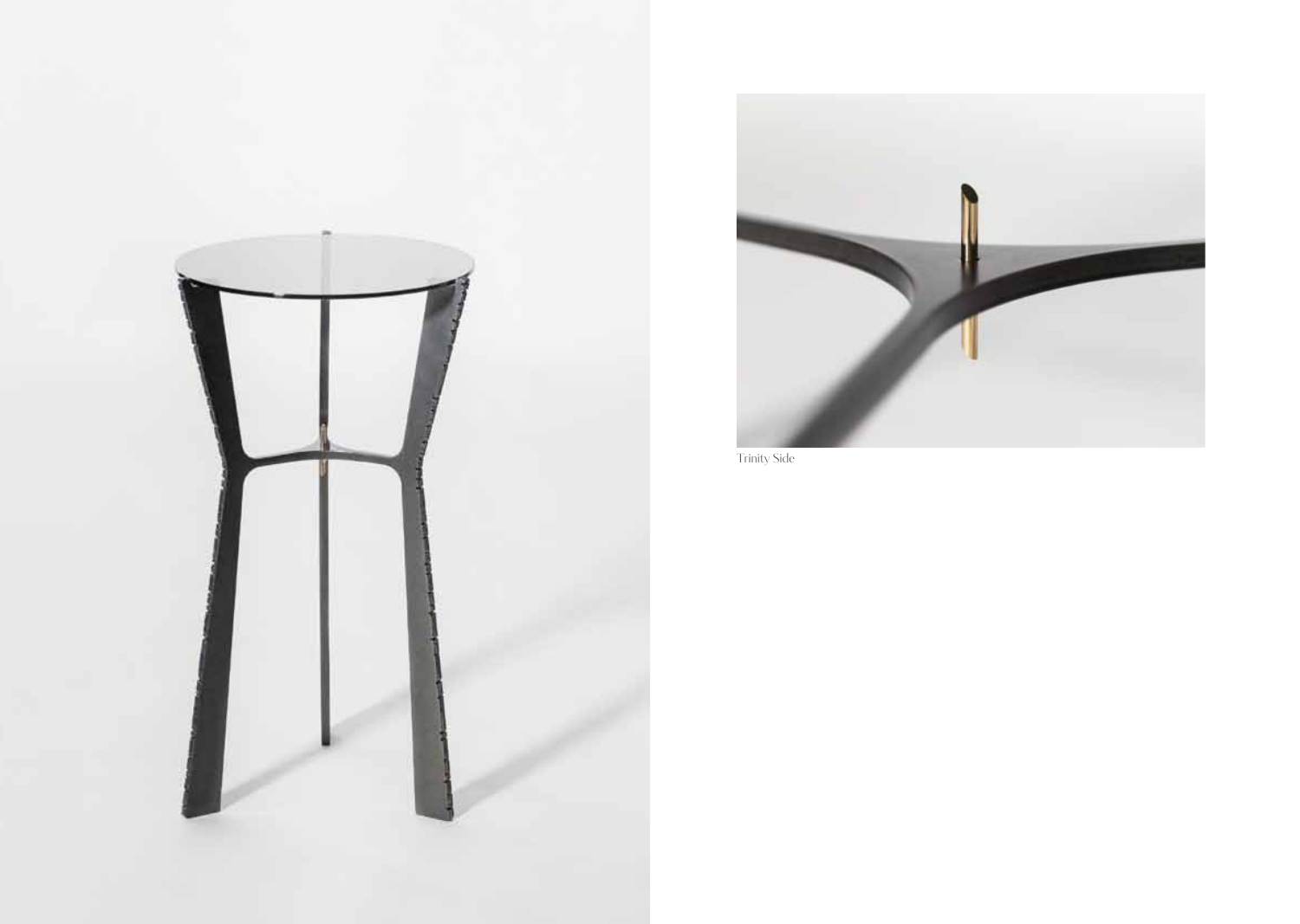Trinity Side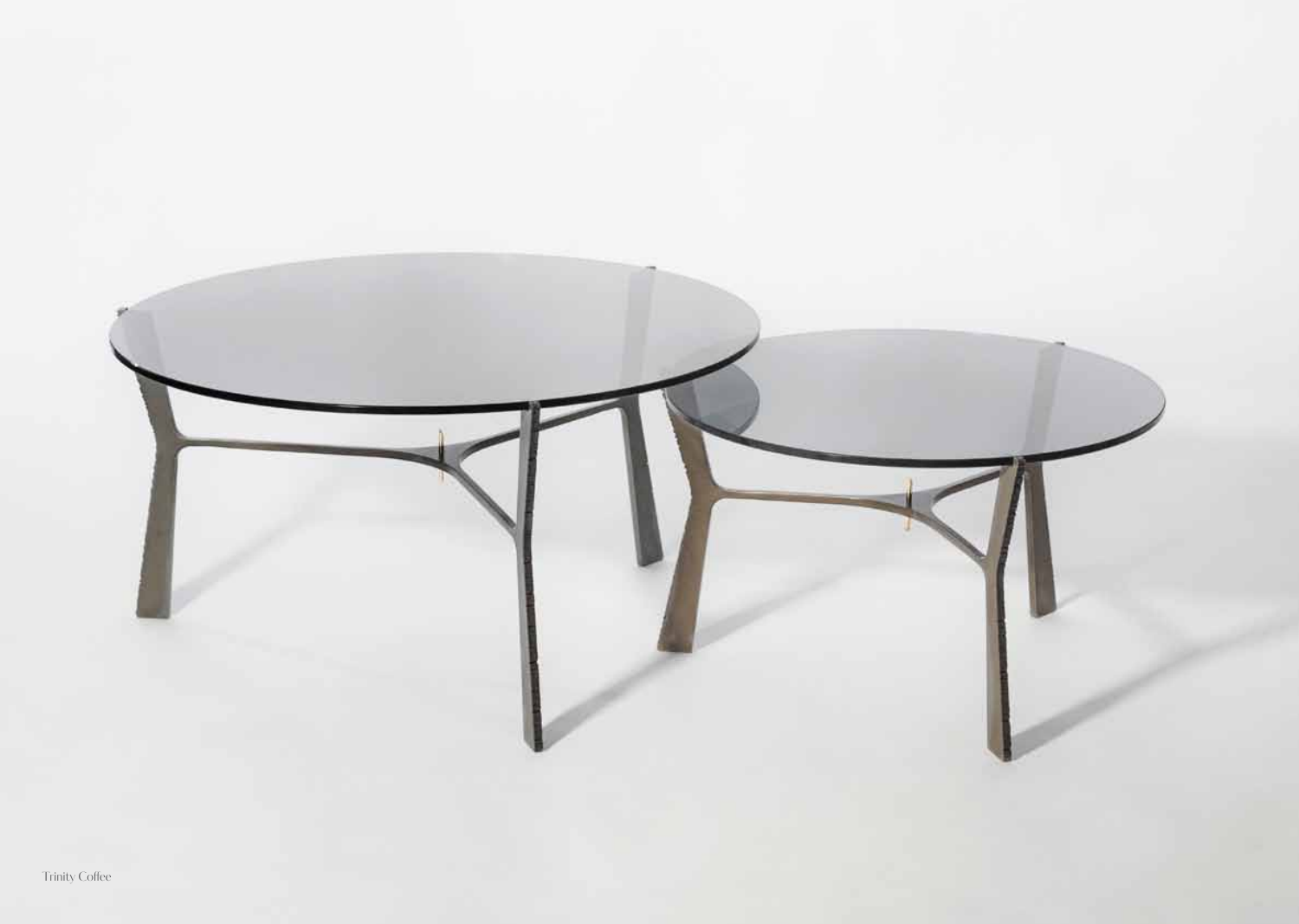Trinity Coffee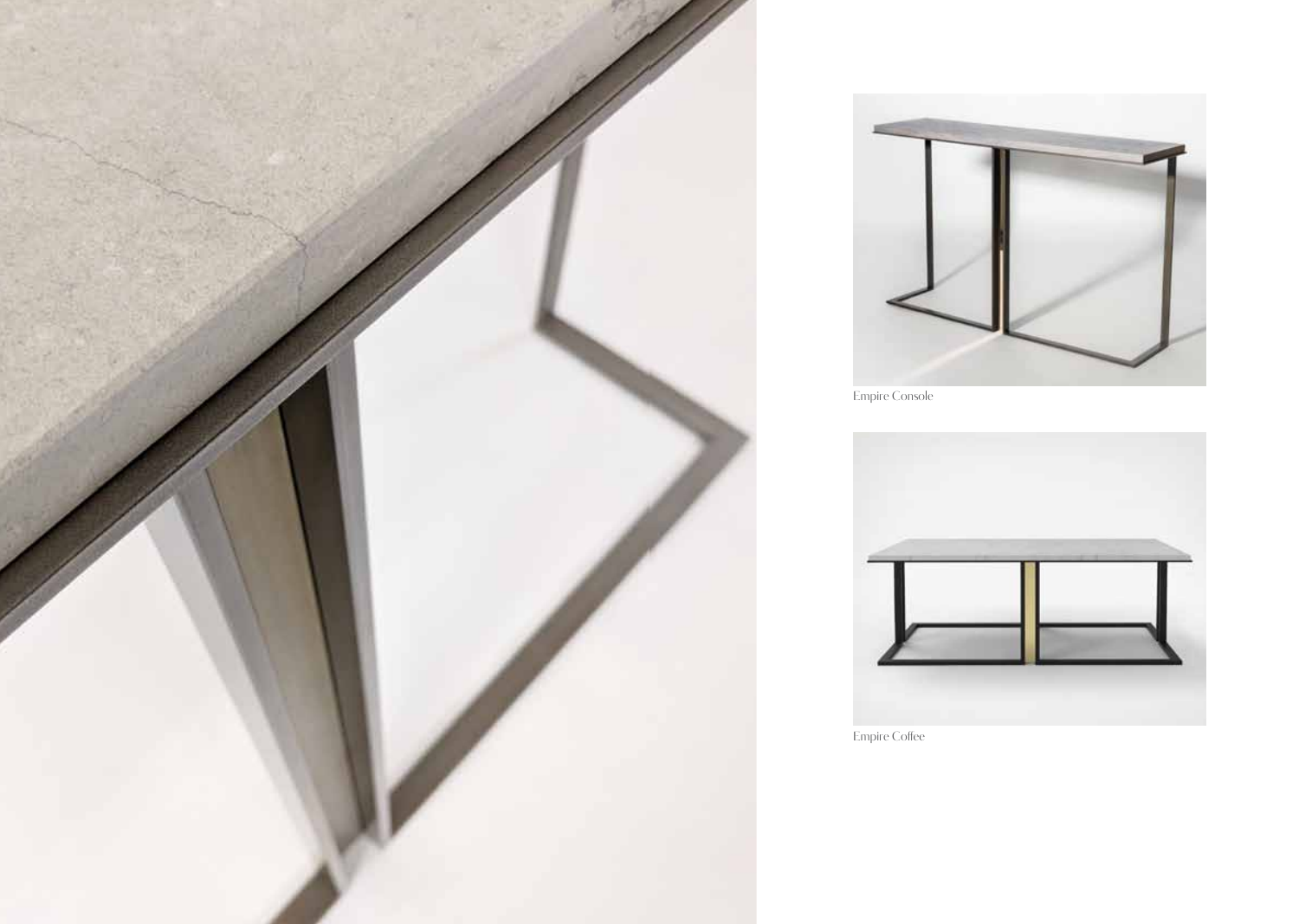Empire Console

Empire Coffee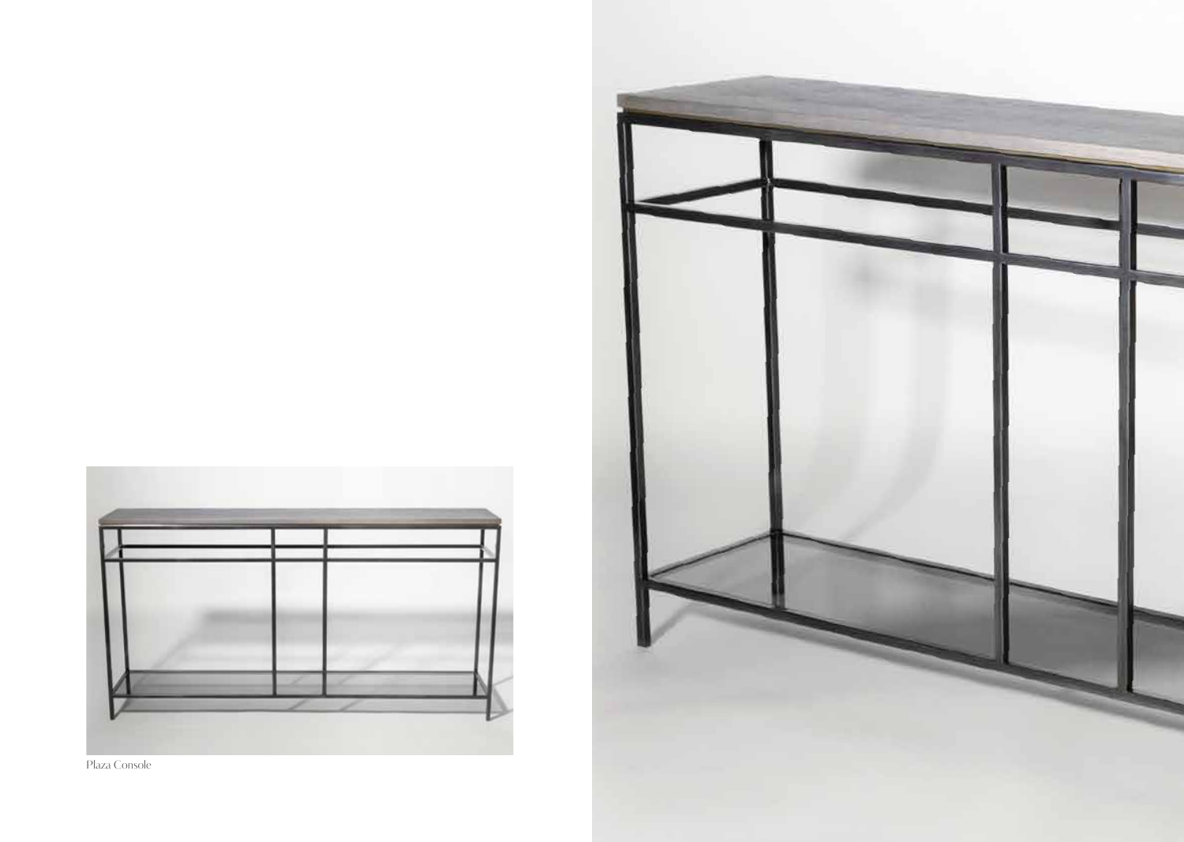Plaza Console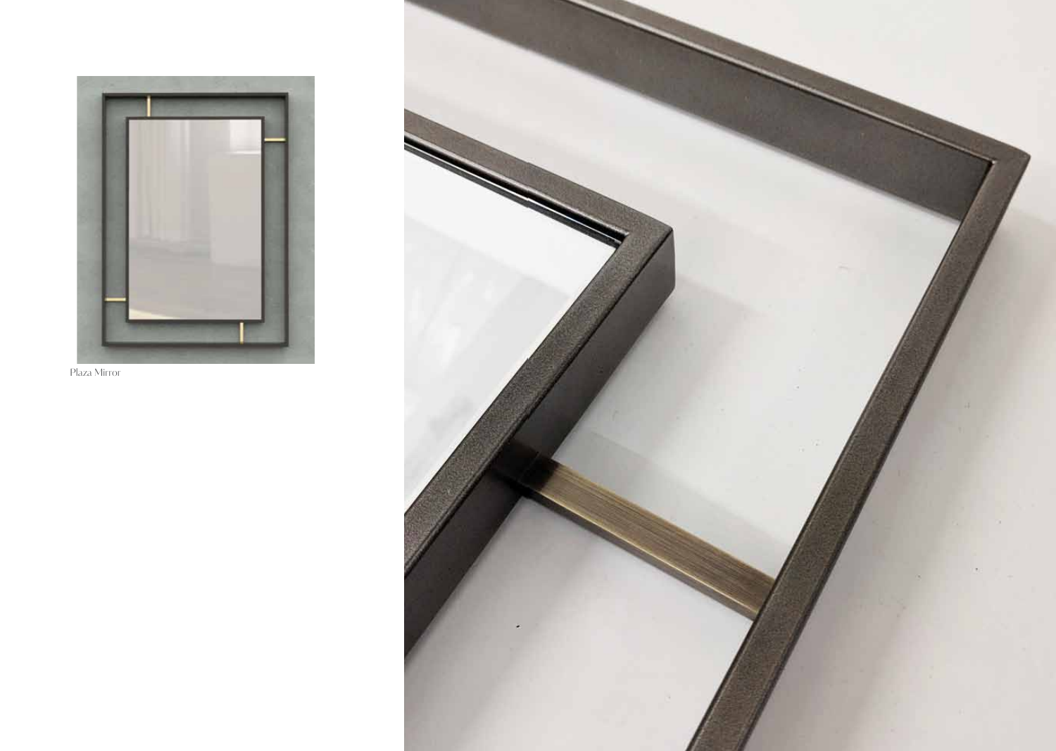Plaza Mirror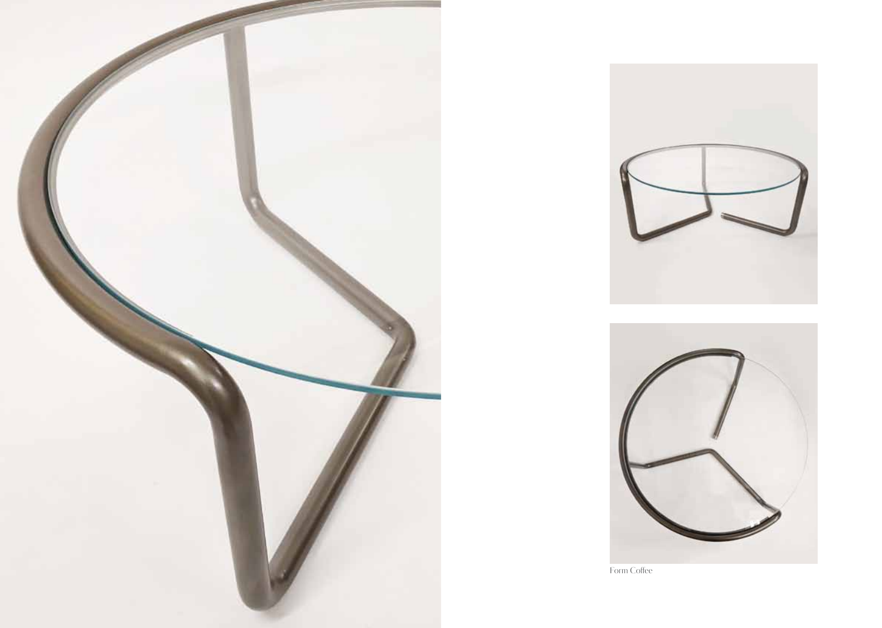Form Coffee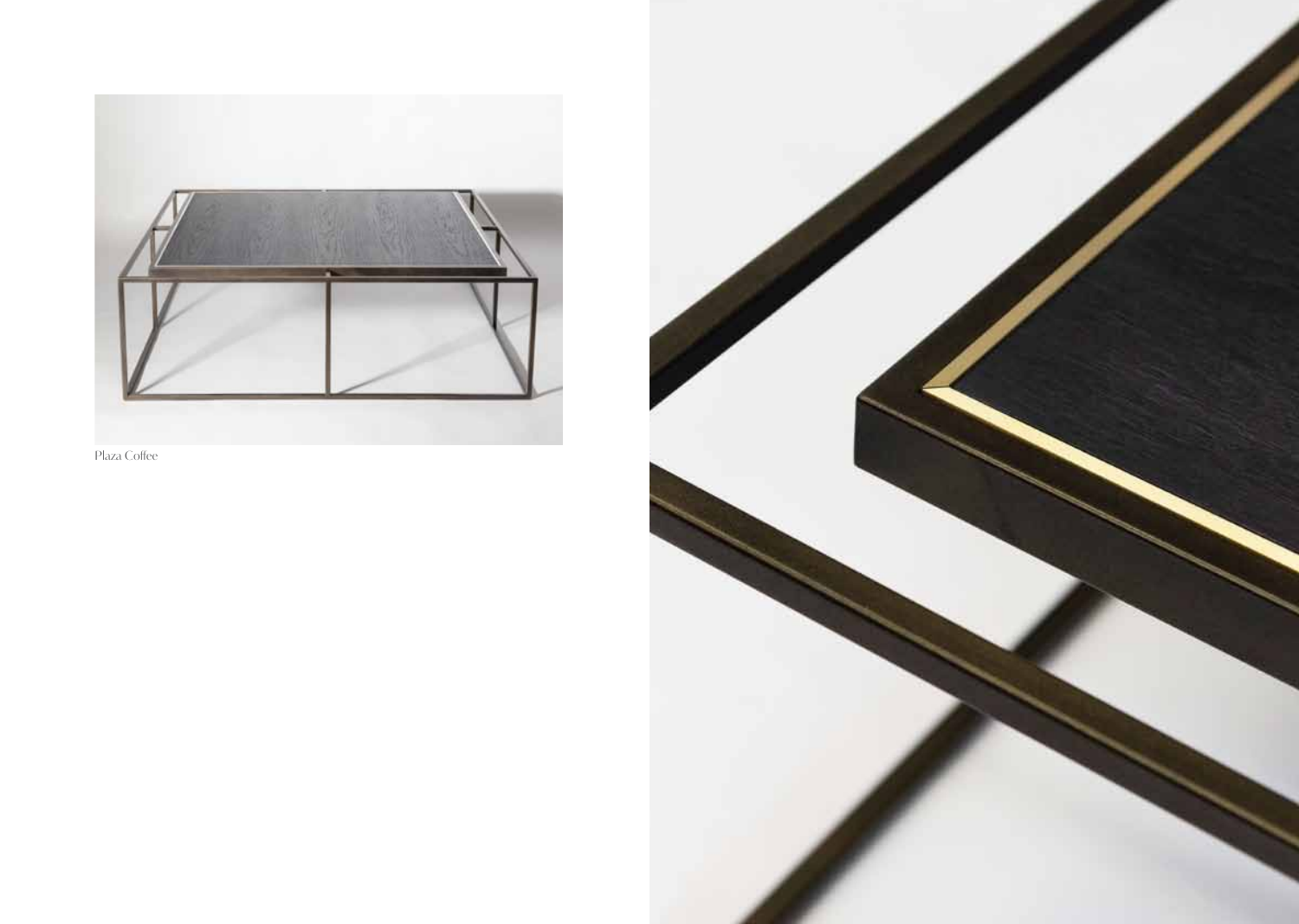Plaza Coffee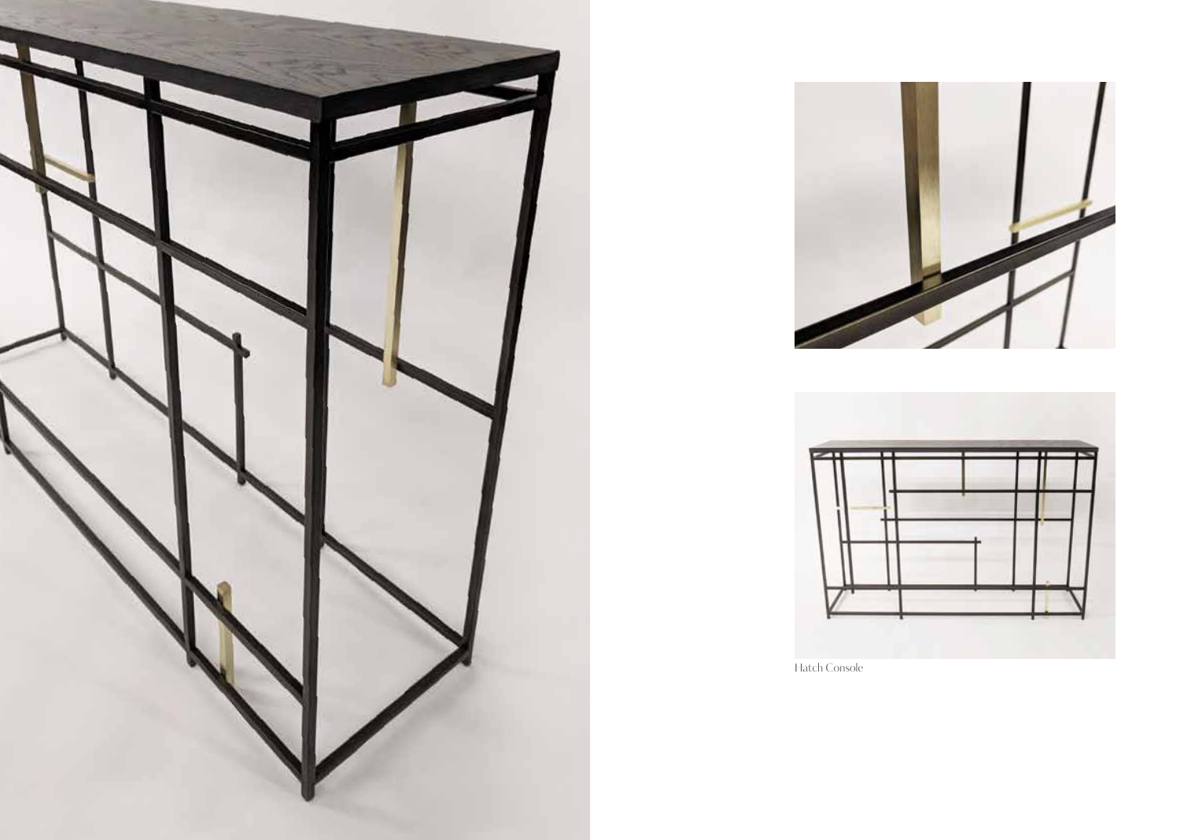Hatch Console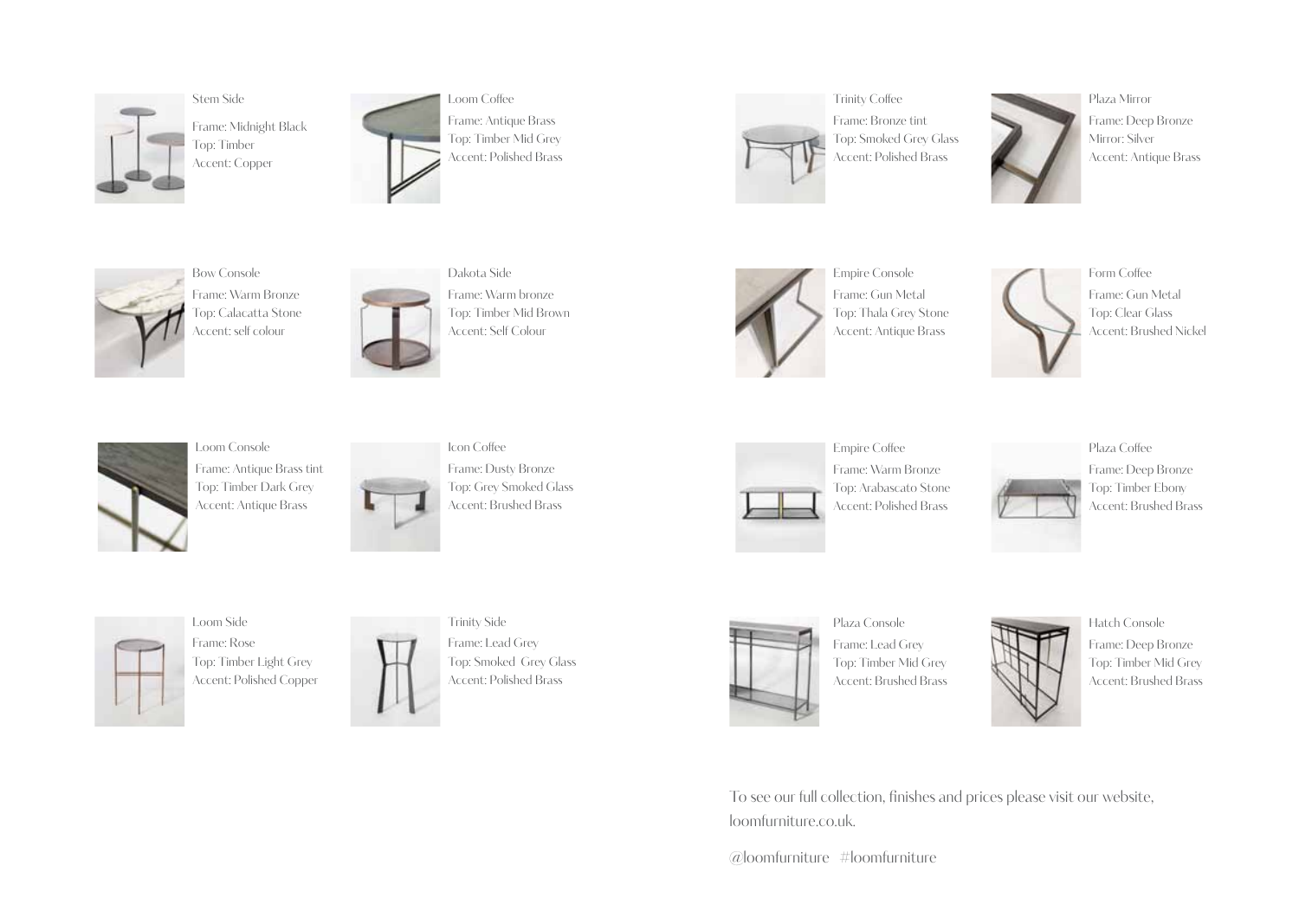Stem Side

Frame: Midnight Black
Top: Timber
Accent: Copper

Loom Coffee

Frame: Antique Brass
Top: Timber Mid Grey
Accent: Polished Brass

Bow Console

Frame: Warm Bronze
Top: Calacatta Stone
Accent: self colour

Dakota Side

Frame: Warm bronze
Top: Timber Mid Brown
Accent: Self Colour

Loom Console

Frame: Antique Brass tint
Top: Timber Dark Grey
Accent: Antique Brass

Icon Coffee

Frame: Dusty Bronze
Top: Grey Smoked Glass
Accent: Brushed Brass

Loom Side

Frame: Rose
Top: Timber Light Grey
Accent: Polished Copper

Trinity Side

Frame: Lead Grey
Top: Smoked Grey Glass
Accent: Polished Brass

Trinity Coffee

Frame: Bronze tint
Top: Smoked Grey Glass
Accent: Polished Brass

Plaza Mirror

Frame: Deep Bronze
Mirror: Silver
Accent: Antique Brass

Empire Console

Frame: Gun Metal
Top: Thala Grey Stone
Accent: Antique Brass

Form Coffee

Frame: Gun Metal
Top: Clear Glass
Accent: Brushed Nickel

Empire Coffee

Frame: Warm Bronze
Top: Arabascato Stone
Accent: Polished Brass

Plaza Coffee

Frame: Deep Bronze
Top: Timber Ebony
Accent: Brushed Brass

Plaza Console

Frame: Lead Grey
Top: Timber Mid Grey
Accent: Brushed Brass

Hatch Console

Frame: Deep Bronze
Top: Timber Mid Grey
Accent: Brushed Brass

To see our full collection, finishes and prices please visit our website, loomfurniture.co.uk.

@loomfurniture #loomfurniture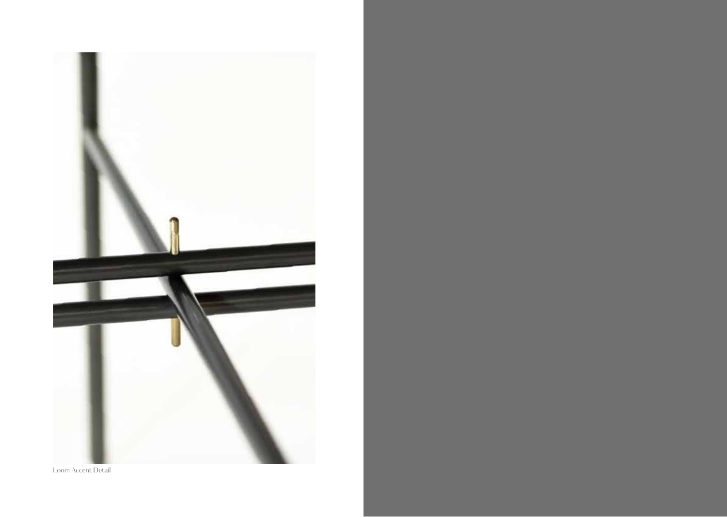Loom Accent Detail